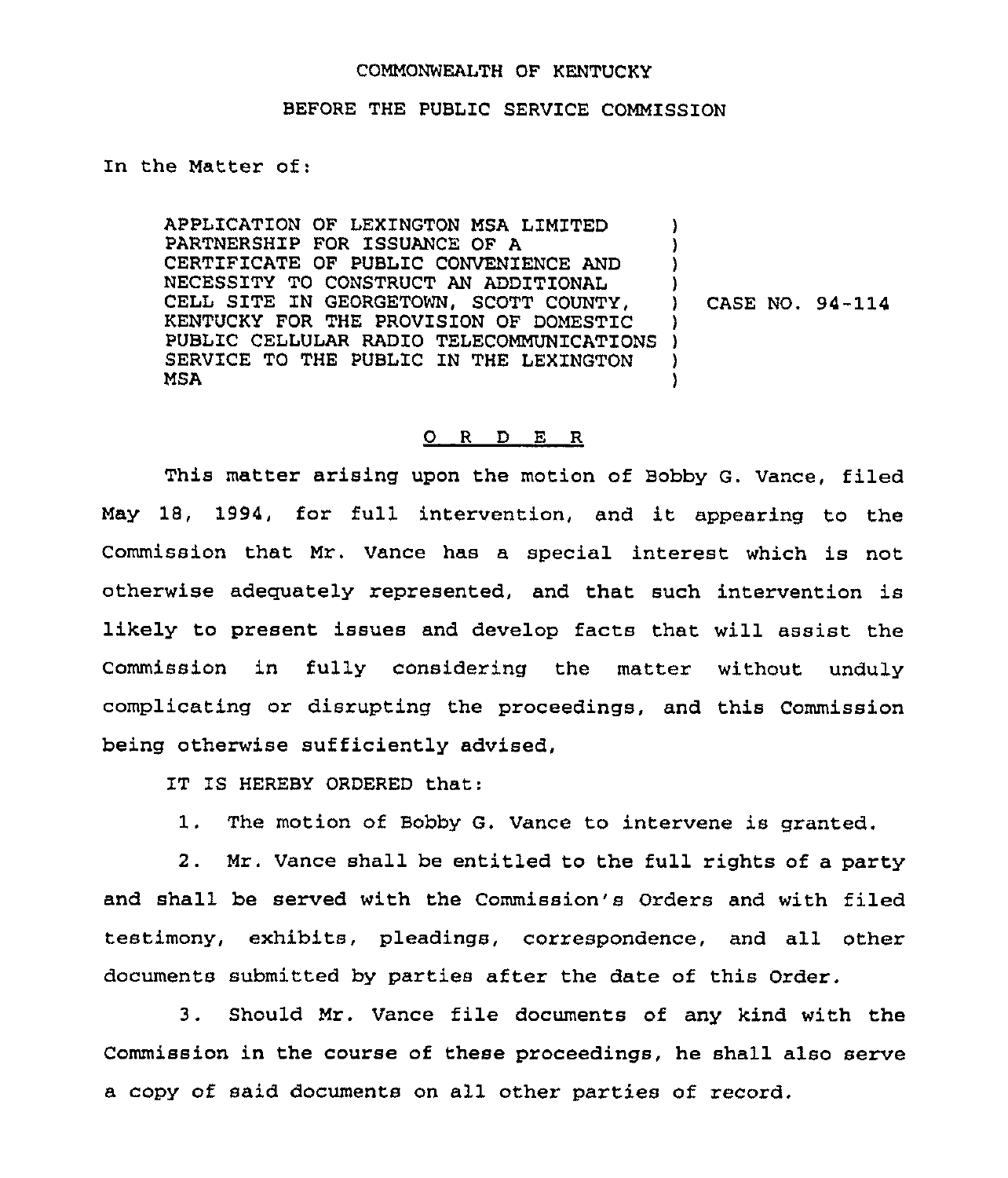COMMONWEALTH OF KENTUCKY

BEFORE THE PUBLIC SERVICE COMMISSION

In the Matter of:

| | |
|---|---|
| APPLICATION OF LEXINGTON MSA LIMITED PARTNERSHIP FOR ISSUANCE OF A CERTIFICATE OF PUBLIC CONVENIENCE AND NECESSITY TO CONSTRUCT AN ADDITIONAL CELL SITE IN GEORGETOWN, SCOTT COUNTY, KENTUCKY FOR THE PROVISION OF DOMESTIC PUBLIC CELLULAR RADIO TELECOMMUNICATIONS SERVICE TO THE PUBLIC IN THE LEXINGTON MSA | CASE NO. 94-114 |

## O R D E R

This matter arising upon the motion of Bobby G. Vance, filed May 18, 1994, for full intervention, and it appearing to the Commission that Mr. Vance has a special interest which is not otherwise adequately represented, and that such intervention is likely to present issues and develop facts that will assist the Commission in fully considering the matter without unduly complicating or disrupting the proceedings, and this Commission being otherwise sufficiently advised,

IT IS HEREBY ORDERED that:

1. The motion of Bobby G. Vance to intervene is granted.

2. Mr. Vance shall be entitled to the full rights of a party and shall be served with the Commission's Orders and with filed testimony, exhibits, pleadings, correspondence, and all other documents submitted by parties after the date of this Order.

3. Should Mr. Vance file documents of any kind with the Commission in the course of these proceedings, he shall also serve a copy of said documents on all other parties of record.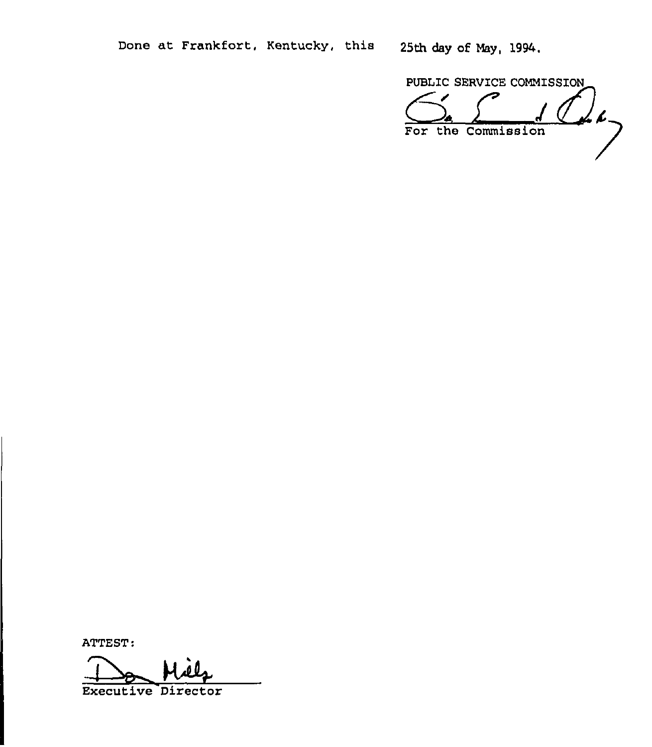Done at Frankfort, Kentucky, this 25th day of May, 1994.

PUBLIC SERVICE COMMISSION

For the Commission

ATTEST:

Executive Director